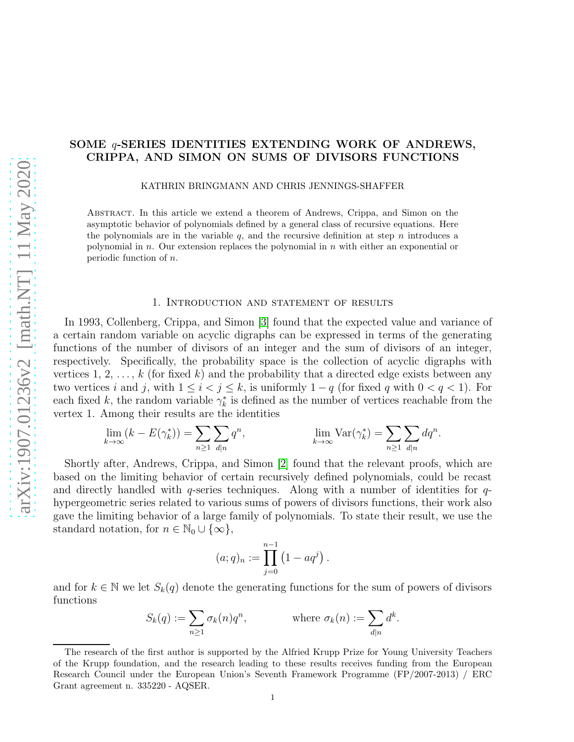# SOME $q$-SERIES IDENTITIES EXTENDING WORK OF ANDREWS, CRIPPA, AND SIMON ON SUMS OF DIVISORS FUNCTIONS

KATHRIN BRINGMANN AND CHRIS JENNINGS-SHAFFER

Abstract. In this article we extend a theorem of Andrews, Crippa, and Simon on the asymptotic behavior of polynomials defined by a general class of recursive equations. Here the polynomials are in the variable $q$, and the recursive definition at step $n$ introduces a polynomial in $n$. Our extension replaces the polynomial in $n$ with either an exponential or periodic function of $n$.

## 1. Introduction and statement of results

In 1993, Collenberg, Crippa, and Simon [3] found that the expected value and variance of a certain random variable on acyclic digraphs can be expressed in terms of the generating functions of the number of divisors of an integer and the sum of divisors of an integer, respectively. Specifically, the probability space is the collection of acyclic digraphs with vertices $1, 2, \ldots, k$ (for fixed $k$) and the probability that a directed edge exists between any two vertices $i$ and $j$, with $1 \leq i < j \leq k$, is uniformly $1-q$ (for fixed $q$ with $0 < q < 1$). For each fixed $k$, the random variable $\gamma_k^*$ is defined as the number of vertices reachable from the vertex 1. Among their results are the identities

$$\lim_{k\to\infty} (k - E(\gamma_k^*)) = \sum_{n\geq 1}\sum_{d\mid n} q^n, \qquad\qquad \lim_{k\to\infty} \operatorname{Var}(\gamma_k^*) = \sum_{n\geq 1}\sum_{d\mid n} dq^n.$$

Shortly after, Andrews, Crippa, and Simon [2] found that the relevant proofs, which are based on the limiting behavior of certain recursively defined polynomials, could be recast and directly handled with $q$-series techniques. Along with a number of identities for $q$-hypergeometric series related to various sums of powers of divisors functions, their work also gave the limiting behavior of a large family of polynomials. To state their result, we use the standard notation, for $n \in \mathbb{N}_0 \cup \{\infty\}$,

$$(a;q)_n := \prod_{j=0}^{n-1}\left(1 - aq^j\right).$$

and for $k \in \mathbb{N}$ we let $S_k(q)$ denote the generating functions for the sum of powers of divisors functions

$$S_k(q) := \sum_{n\geq 1}\sigma_k(n)q^n, \qquad\qquad \text{where } \sigma_k(n) := \sum_{d\mid n} d^k.$$

The research of the first author is supported by the Alfried Krupp Prize for Young University Teachers of the Krupp foundation, and the research leading to these results receives funding from the European Research Council under the European Union's Seventh Framework Programme (FP/2007-2013) / ERC Grant agreement n. 335220 - AQSER.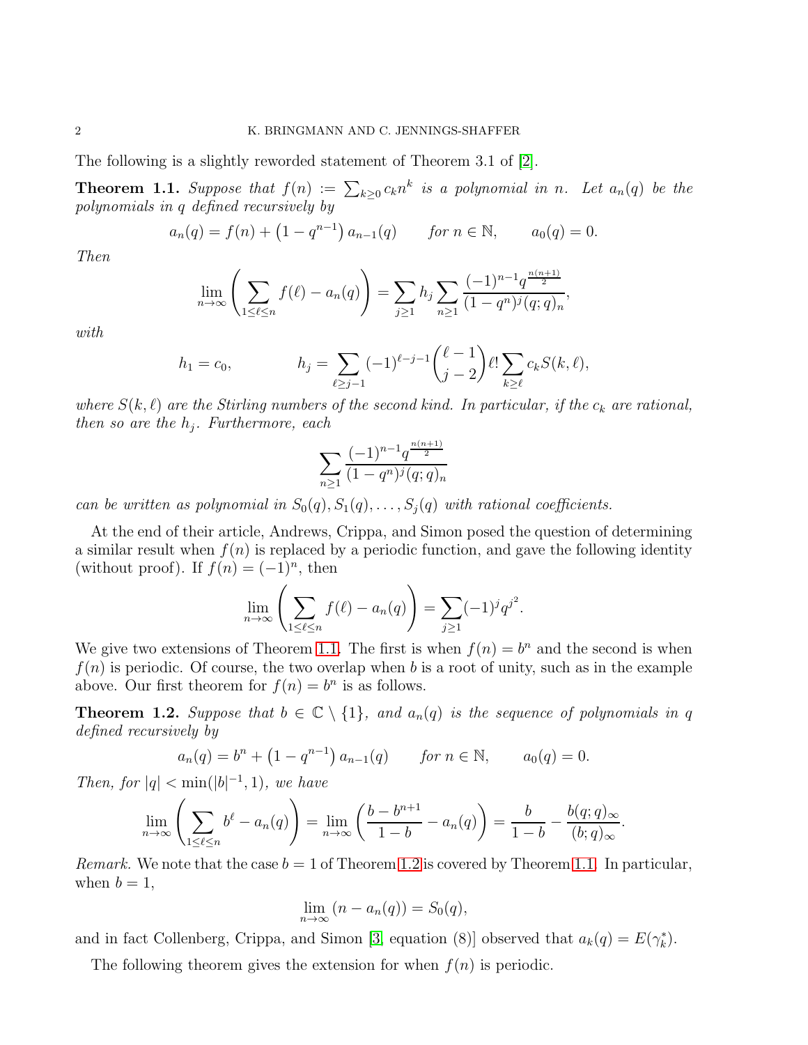The following is a slightly reworded statement of Theorem 3.1 of [2].

**Theorem 1.1.** *Suppose that $f(n) := \sum_{k\geq 0} c_k n^k$ is a polynomial in $n$. Let $a_n(q)$ be the polynomials in $q$ defined recursively by*

$$a_n(q) = f(n) + \left(1 - q^{n-1}\right) a_{n-1}(q) \qquad \text{for } n \in \mathbb{N}, \qquad a_0(q) = 0.$$

*Then*

$$\lim_{n\to\infty}\left(\sum_{1\leq \ell\leq n} f(\ell) - a_n(q)\right) = \sum_{j\geq 1} h_j \sum_{n\geq 1} \frac{(-1)^{n-1} q^{\frac{n(n+1)}{2}}}{(1-q^n)^j (q;q)_n},$$

*with*

$$h_1 = c_0, \qquad\qquad h_j = \sum_{\ell \geq j-1} (-1)^{\ell-j-1} \binom{\ell-1}{j-2} \ell! \sum_{k\geq \ell} c_k S(k,\ell),$$

*where $S(k,\ell)$ are the Stirling numbers of the second kind. In particular, if the $c_k$ are rational, then so are the $h_j$. Furthermore, each*

$$\sum_{n\geq 1} \frac{(-1)^{n-1} q^{\frac{n(n+1)}{2}}}{(1-q^n)^j (q;q)_n}$$

*can be written as polynomial in $S_0(q), S_1(q), \ldots, S_j(q)$ with rational coefficients.*

At the end of their article, Andrews, Crippa, and Simon posed the question of determining a similar result when $f(n)$ is replaced by a periodic function, and gave the following identity (without proof). If $f(n) = (-1)^n$, then

$$\lim_{n\to\infty}\left(\sum_{1\leq \ell\leq n} f(\ell) - a_n(q)\right) = \sum_{j\geq 1} (-1)^j q^{j^2}.$$

We give two extensions of Theorem 1.1. The first is when $f(n) = b^n$ and the second is when $f(n)$ is periodic. Of course, the two overlap when $b$ is a root of unity, such as in the example above. Our first theorem for $f(n) = b^n$ is as follows.

**Theorem 1.2.** *Suppose that $b \in \mathbb{C}\setminus\{1\}$, and $a_n(q)$ is the sequence of polynomials in $q$ defined recursively by*

$$a_n(q) = b^n + \left(1 - q^{n-1}\right) a_{n-1}(q) \qquad \text{for } n \in \mathbb{N}, \qquad a_0(q) = 0.$$

*Then, for $|q| < \min(|b|^{-1}, 1)$, we have*

$$\lim_{n\to\infty}\left(\sum_{1\leq \ell\leq n} b^\ell - a_n(q)\right) = \lim_{n\to\infty}\left(\frac{b - b^{n+1}}{1-b} - a_n(q)\right) = \frac{b}{1-b} - \frac{b(q;q)_\infty}{(b;q)_\infty}.$$

*Remark.* We note that the case $b = 1$ of Theorem 1.2 is covered by Theorem 1.1. In particular, when $b = 1$,

$$\lim_{n\to\infty}\left(n - a_n(q)\right) = S_0(q),$$

and in fact Collenberg, Crippa, and Simon [3, equation (8)] observed that $a_k(q) = E(\gamma_k^*)$.

The following theorem gives the extension for when $f(n)$ is periodic.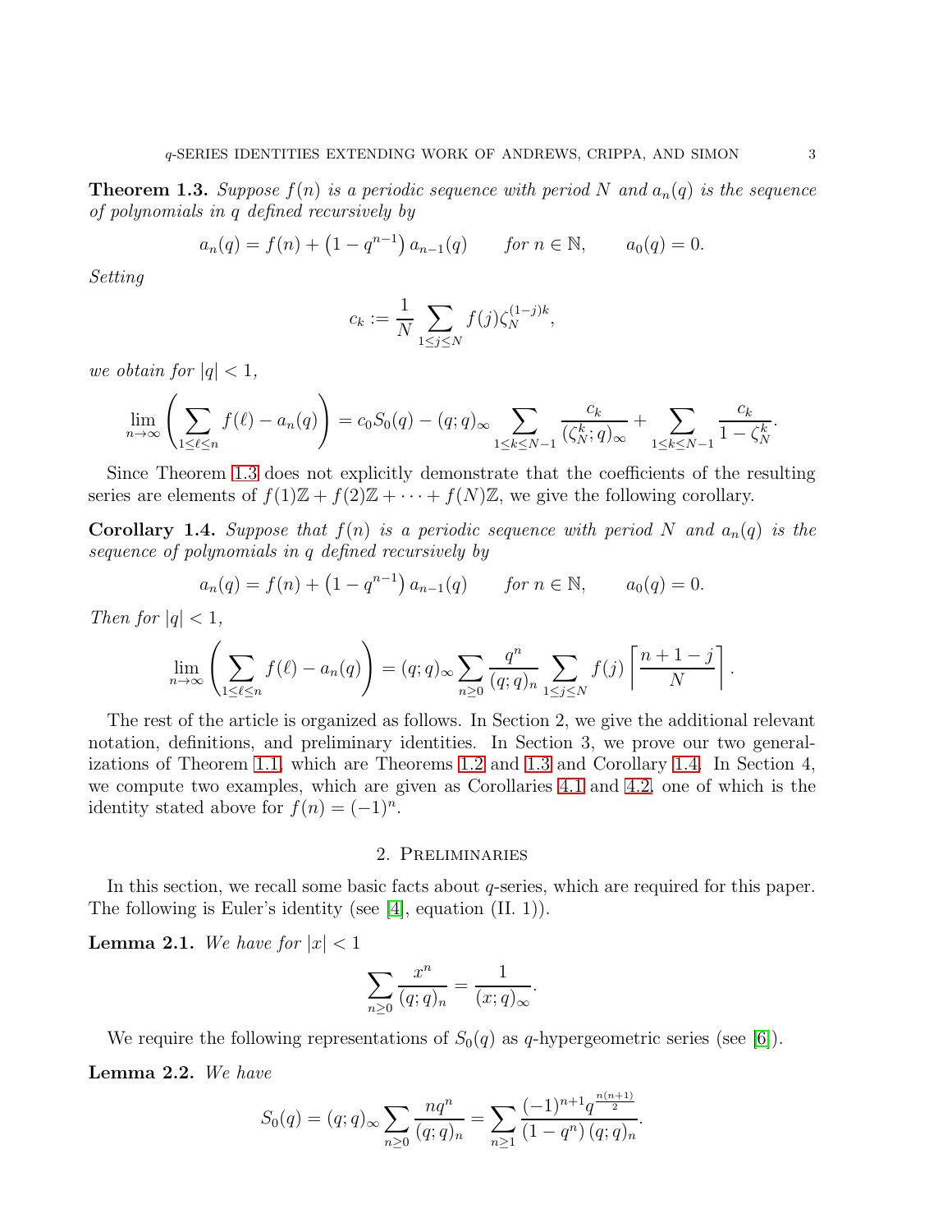**Theorem 1.3.** *Suppose $f(n)$ is a periodic sequence with period $N$ and $a_n(q)$ is the sequence of polynomials in $q$ defined recursively by*

$$a_n(q) = f(n) + \left(1 - q^{n-1}\right) a_{n-1}(q) \qquad \text{for } n \in \mathbb{N}, \qquad a_0(q) = 0.$$

*Setting*

$$c_k := \frac{1}{N} \sum_{1 \leq j \leq N} f(j) \zeta_N^{(1-j)k},$$

*we obtain for $|q| < 1$,*

$$\lim_{n \to \infty} \left( \sum_{1 \leq \ell \leq n} f(\ell) - a_n(q) \right) = c_0 S_0(q) - (q;q)_\infty \sum_{1 \leq k \leq N-1} \frac{c_k}{(\zeta_N^k; q)_\infty} + \sum_{1 \leq k \leq N-1} \frac{c_k}{1 - \zeta_N^k}.$$

Since Theorem 1.3 does not explicitly demonstrate that the coefficients of the resulting series are elements of $f(1)\mathbb{Z} + f(2)\mathbb{Z} + \cdots + f(N)\mathbb{Z}$, we give the following corollary.

**Corollary 1.4.** *Suppose that $f(n)$ is a periodic sequence with period $N$ and $a_n(q)$ is the sequence of polynomials in $q$ defined recursively by*

$$a_n(q) = f(n) + \left(1 - q^{n-1}\right) a_{n-1}(q) \qquad \text{for } n \in \mathbb{N}, \qquad a_0(q) = 0.$$

*Then for $|q| < 1$,*

$$\lim_{n \to \infty} \left( \sum_{1 \leq \ell \leq n} f(\ell) - a_n(q) \right) = (q;q)_\infty \sum_{n \geq 0} \frac{q^n}{(q;q)_n} \sum_{1 \leq j \leq N} f(j) \left\lceil \frac{n+1-j}{N} \right\rceil.$$

The rest of the article is organized as follows. In Section 2, we give the additional relevant notation, definitions, and preliminary identities. In Section 3, we prove our two generalizations of Theorem 1.1, which are Theorems 1.2 and 1.3 and Corollary 1.4. In Section 4, we compute two examples, which are given as Corollaries 4.1 and 4.2, one of which is the identity stated above for $f(n) = (-1)^n$.

## 2. Preliminaries

In this section, we recall some basic facts about $q$-series, which are required for this paper. The following is Euler's identity (see [4], equation (II. 1)).

**Lemma 2.1.** *We have for $|x| < 1$*

$$\sum_{n \geq 0} \frac{x^n}{(q;q)_n} = \frac{1}{(x;q)_\infty}.$$

We require the following representations of $S_0(q)$ as $q$-hypergeometric series (see [6]).

**Lemma 2.2.** *We have*

$$S_0(q) = (q;q)_\infty \sum_{n \geq 0} \frac{n q^n}{(q;q)_n} = \sum_{n \geq 1} \frac{(-1)^{n+1} q^{\frac{n(n+1)}{2}}}{(1 - q^n)(q;q)_n}.$$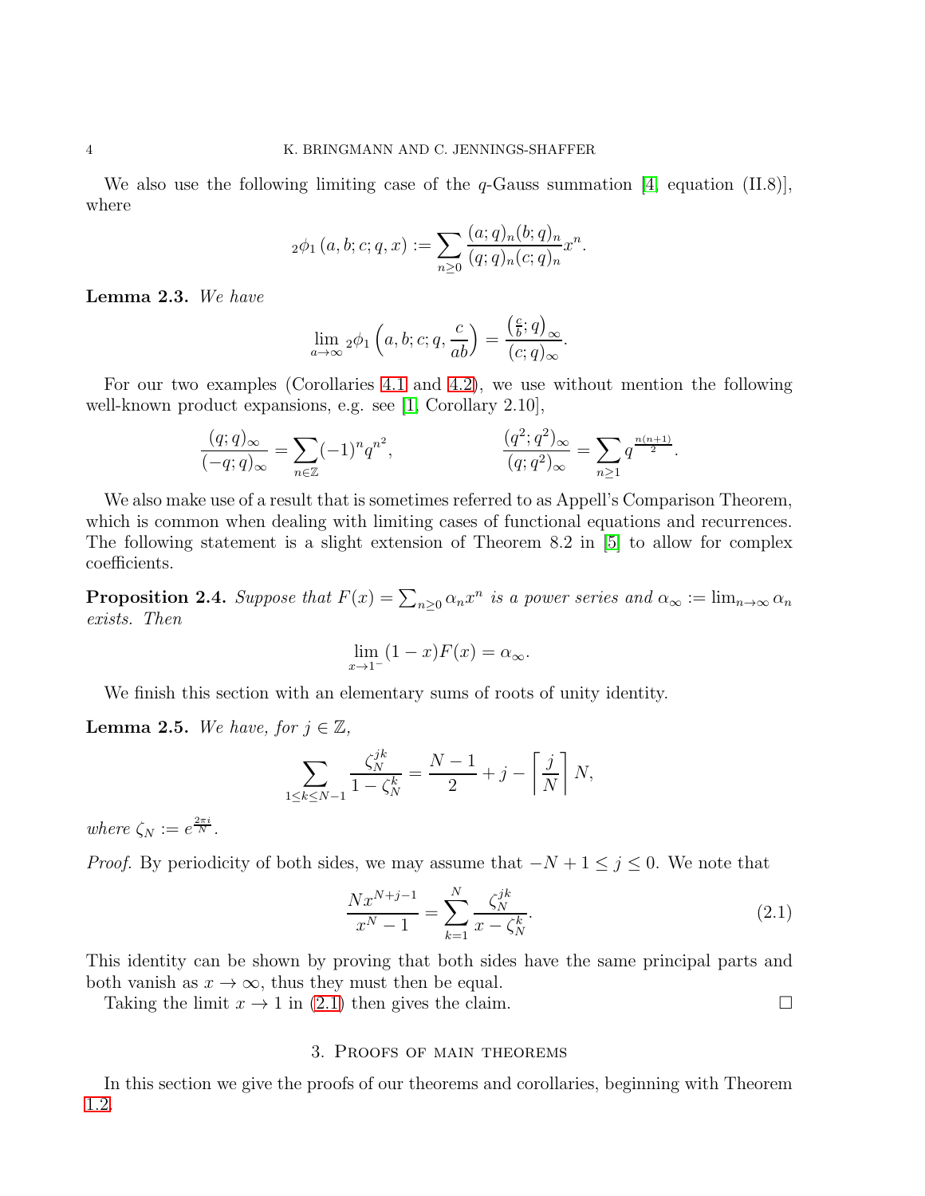We also use the following limiting case of the $q$-Gauss summation [4, equation (II.8)], where

$$
{}_2\phi_1\left(a,b;c;q,x\right) := \sum_{n\geq 0} \frac{(a;q)_n (b;q)_n}{(q;q)_n (c;q)_n} x^n.
$$

**Lemma 2.3.** *We have*

$$
\lim_{a\to\infty} {}_2\phi_1\left(a,b;c;q,\frac{c}{ab}\right) = \frac{\left(\frac{c}{b};q\right)_\infty}{(c;q)_\infty}.
$$

For our two examples (Corollaries 4.1 and 4.2), we use without mention the following well-known product expansions, e.g. see [1, Corollary 2.10],

$$
\frac{(q;q)_\infty}{(-q;q)_\infty} = \sum_{n\in\mathbb{Z}} (-1)^n q^{n^2}, \qquad\qquad \frac{(q^2;q^2)_\infty}{(q;q^2)_\infty} = \sum_{n\geq 1} q^{\frac{n(n+1)}{2}}.
$$

We also make use of a result that is sometimes referred to as Appell's Comparison Theorem, which is common when dealing with limiting cases of functional equations and recurrences. The following statement is a slight extension of Theorem 8.2 in [5] to allow for complex coefficients.

**Proposition 2.4.** *Suppose that $F(x) = \sum_{n\geq 0} \alpha_n x^n$ is a power series and $\alpha_\infty := \lim_{n\to\infty} \alpha_n$ exists. Then*

$$
\lim_{x\to 1^-} (1-x)F(x) = \alpha_\infty.
$$

We finish this section with an elementary sums of roots of unity identity.

**Lemma 2.5.** *We have, for $j \in \mathbb{Z}$,*

$$
\sum_{1\leq k\leq N-1} \frac{\zeta_N^{jk}}{1-\zeta_N^k} = \frac{N-1}{2} + j - \left\lceil \frac{j}{N} \right\rceil N,
$$

*where $\zeta_N := e^{\frac{2\pi i}{N}}$.*

*Proof.* By periodicity of both sides, we may assume that $-N+1 \leq j \leq 0$. We note that

$$
\frac{Nx^{N+j-1}}{x^N - 1} = \sum_{k=1}^{N} \frac{\zeta_N^{jk}}{x - \zeta_N^k}. \tag{2.1}
$$

This identity can be shown by proving that both sides have the same principal parts and both vanish as $x \to \infty$, thus they must then be equal.

Taking the limit $x \to 1$ in (2.1) then gives the claim. □

## 3. Proofs of main theorems

In this section we give the proofs of our theorems and corollaries, beginning with Theorem 1.2.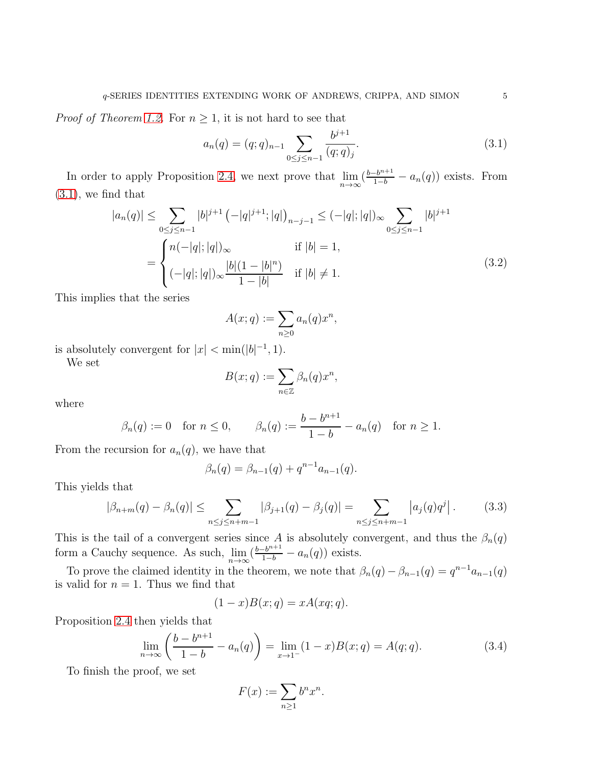*Proof of Theorem 1.2.* For $n \geq 1$, it is not hard to see that

$$a_n(q) = (q;q)_{n-1} \sum_{0 \leq j \leq n-1} \frac{b^{j+1}}{(q;q)_j}. \tag{3.1}$$

In order to apply Proposition 2.4, we next prove that $\lim_{n\to\infty}(\frac{b-b^{n+1}}{1-b} - a_n(q))$ exists. From (3.1), we find that

$$\begin{aligned}
|a_n(q)| &\leq \sum_{0\leq j \leq n-1} |b|^{j+1} \left(-|q|^{j+1}; |q|\right)_{n-j-1} \leq (-|q|;|q|)_\infty \sum_{0 \leq j \leq n-1} |b|^{j+1} \\
&= \begin{cases} n(-|q|;|q|)_\infty & \text{if } |b| = 1, \\ (-|q|;|q|)_\infty \dfrac{|b|(1-|b|^n)}{1-|b|} & \text{if } |b| \neq 1. \end{cases}
\end{aligned} \tag{3.2}$$

This implies that the series

$$A(x;q) := \sum_{n\geq 0} a_n(q) x^n,$$

is absolutely convergent for $|x| < \min(|b|^{-1}, 1)$.

We set

$$B(x;q) := \sum_{n \in \mathbb{Z}} \beta_n(q) x^n,$$

where

$$\beta_n(q) := 0 \quad \text{for } n \leq 0, \qquad \beta_n(q) := \frac{b - b^{n+1}}{1-b} - a_n(q) \quad \text{for } n \geq 1.$$

From the recursion for $a_n(q)$, we have that

$$\beta_n(q) = \beta_{n-1}(q) + q^{n-1} a_{n-1}(q).$$

This yields that

$$|\beta_{n+m}(q) - \beta_n(q)| \leq \sum_{n \leq j \leq n+m-1} |\beta_{j+1}(q) - \beta_j(q)| = \sum_{n \leq j \leq n+m-1} \left| a_j(q) q^j \right|. \tag{3.3}$$

This is the tail of a convergent series since $A$ is absolutely convergent, and thus the $\beta_n(q)$ form a Cauchy sequence. As such, $\lim_{n\to\infty}(\frac{b-b^{n+1}}{1-b} - a_n(q))$ exists.

To prove the claimed identity in the theorem, we note that $\beta_n(q) - \beta_{n-1}(q) = q^{n-1}a_{n-1}(q)$ is valid for $n = 1$. Thus we find that

$$(1-x)B(x;q) = xA(xq;q).$$

Proposition 2.4 then yields that

$$\lim_{n\to\infty} \left( \frac{b - b^{n+1}}{1-b} - a_n(q) \right) = \lim_{x \to 1^-} (1-x) B(x;q) = A(q;q). \tag{3.4}$$

To finish the proof, we set

$$F(x) := \sum_{n \geq 1} b^n x^n.$$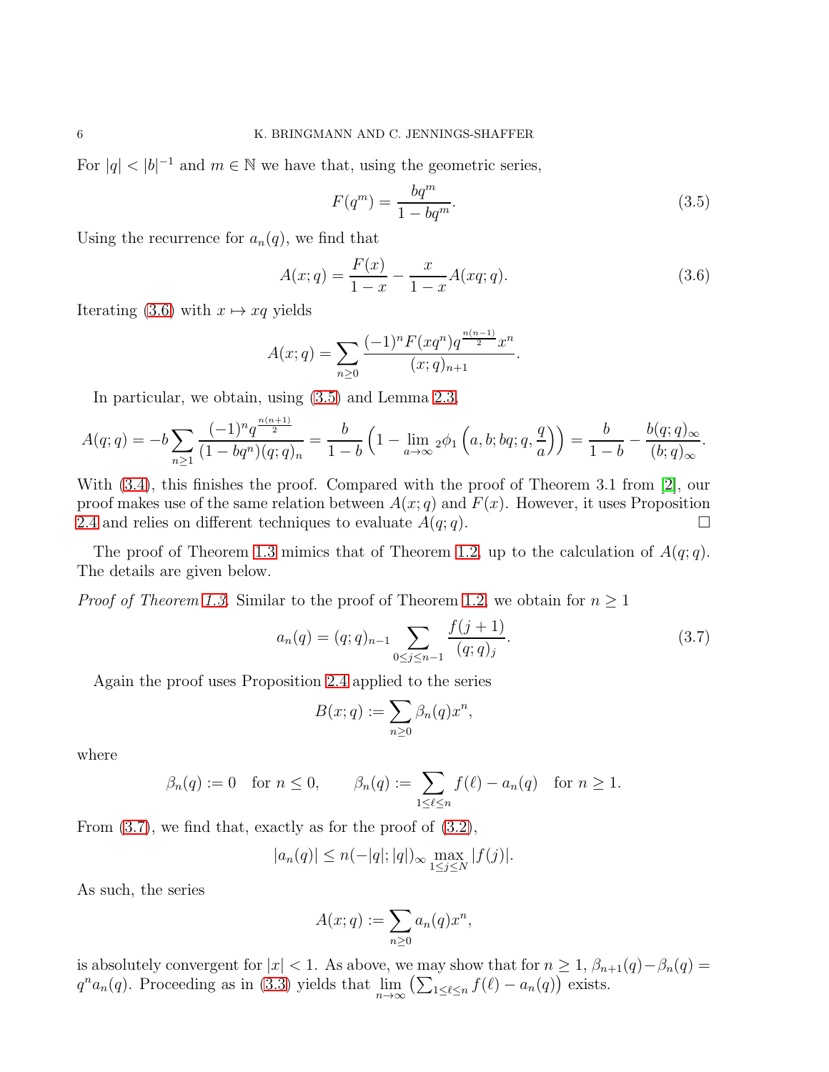For $|q| < |b|^{-1}$ and $m \in \mathbb{N}$ we have that, using the geometric series,

$$F(q^m) = \frac{bq^m}{1 - bq^m}. \tag{3.5}$$

Using the recurrence for $a_n(q)$, we find that

$$A(x;q) = \frac{F(x)}{1-x} - \frac{x}{1-x} A(xq;q). \tag{3.6}$$

Iterating (3.6) with $x \mapsto xq$ yields

$$A(x;q) = \sum_{n \geq 0} \frac{(-1)^n F(xq^n) q^{\frac{n(n-1)}{2}} x^n}{(x;q)_{n+1}}.$$

In particular, we obtain, using (3.5) and Lemma 2.3,

$$A(q;q) = -b \sum_{n \geq 1} \frac{(-1)^n q^{\frac{n(n+1)}{2}}}{(1 - bq^n)(q;q)_n} = \frac{b}{1-b}\left(1 - \lim_{a \to \infty} {}_2\phi_1\left(a, b; bq; q, \frac{q}{a}\right)\right) = \frac{b}{1-b} - \frac{b(q;q)_\infty}{(b;q)_\infty}.$$

With (3.4), this finishes the proof. Compared with the proof of Theorem 3.1 from [2], our proof makes use of the same relation between $A(x;q)$ and $F(x)$. However, it uses Proposition 2.4 and relies on different techniques to evaluate $A(q;q)$. $\square$

The proof of Theorem 1.3 mimics that of Theorem 1.2, up to the calculation of $A(q;q)$. The details are given below.

*Proof of Theorem 1.3.* Similar to the proof of Theorem 1.2, we obtain for $n \geq 1$

$$a_n(q) = (q;q)_{n-1} \sum_{0 \leq j \leq n-1} \frac{f(j+1)}{(q;q)_j}. \tag{3.7}$$

Again the proof uses Proposition 2.4 applied to the series

$$B(x;q) := \sum_{n \geq 0} \beta_n(q) x^n,$$

where

$$\beta_n(q) := 0 \quad \text{for } n \leq 0, \qquad \beta_n(q) := \sum_{1 \leq \ell \leq n} f(\ell) - a_n(q) \quad \text{for } n \geq 1.$$

From (3.7), we find that, exactly as for the proof of (3.2),

$$|a_n(q)| \leq n(-|q|;|q|)_\infty \max_{1 \leq j \leq N} |f(j)|.$$

As such, the series

$$A(x;q) := \sum_{n \geq 0} a_n(q) x^n,$$

is absolutely convergent for $|x| < 1$. As above, we may show that for $n \geq 1$, $\beta_{n+1}(q) - \beta_n(q) = q^n a_n(q)$. Proceeding as in (3.3) yields that $\lim_{n \to \infty} \left(\sum_{1 \leq \ell \leq n} f(\ell) - a_n(q)\right)$ exists.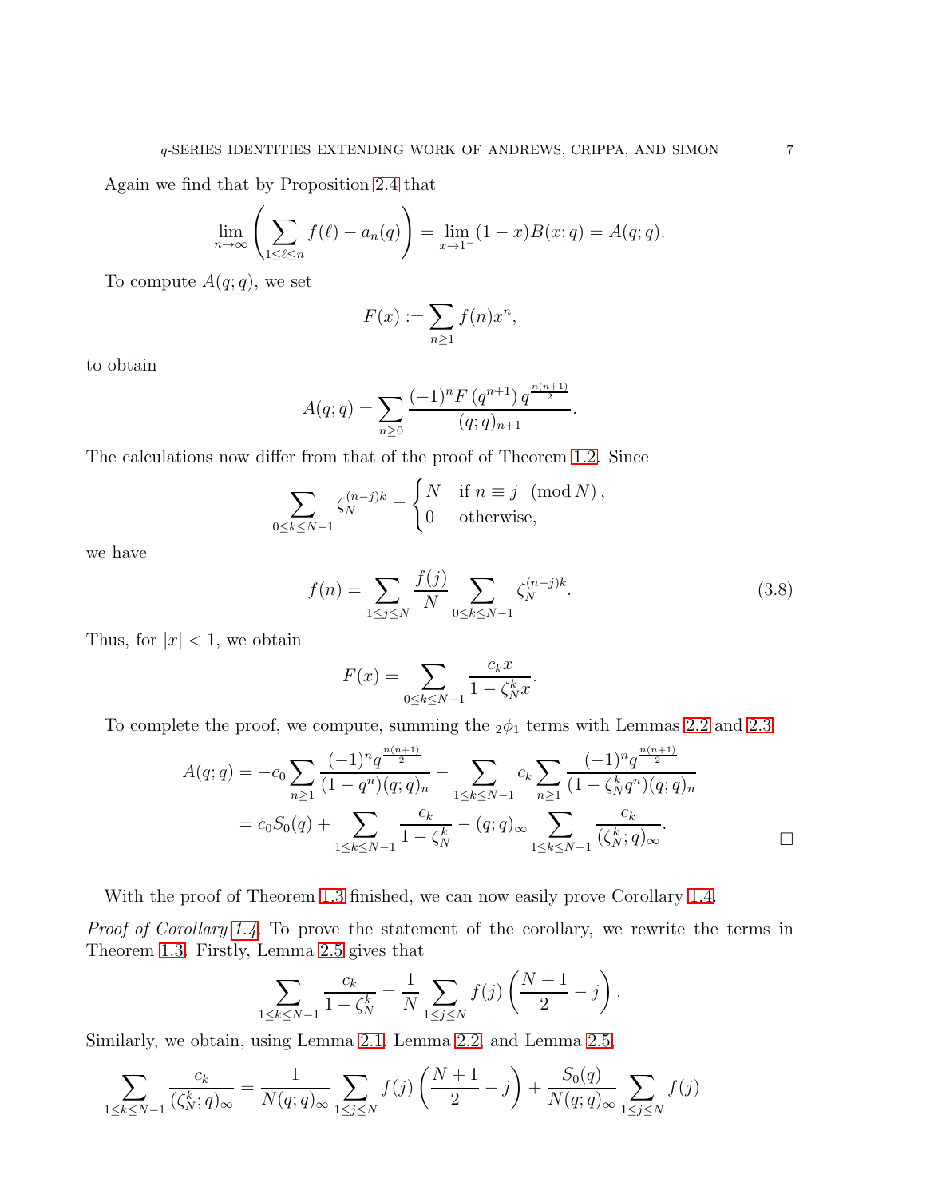Again we find that by Proposition 2.4 that

$$\lim_{n\to\infty}\left(\sum_{1\leq \ell\leq n} f(\ell)-a_n(q)\right)=\lim_{x\to 1^-}(1-x)B(x;q)=A(q;q).$$

To compute $A(q;q)$, we set

$$F(x):=\sum_{n\geq 1} f(n)x^n,$$

to obtain

$$A(q;q)=\sum_{n\geq 0}\frac{(-1)^n F\left(q^{n+1}\right)q^{\frac{n(n+1)}{2}}}{(q;q)_{n+1}}.$$

The calculations now differ from that of the proof of Theorem 1.2. Since

$$\sum_{0\leq k\leq N-1}\zeta_N^{(n-j)k}=\begin{cases} N & \text{if } n\equiv j \pmod{N},\\ 0 & \text{otherwise,}\end{cases}$$

we have

$$f(n)=\sum_{1\leq j\leq N}\frac{f(j)}{N}\sum_{0\leq k\leq N-1}\zeta_N^{(n-j)k}. \tag{3.8}$$

Thus, for $|x|<1$, we obtain

$$F(x)=\sum_{0\leq k\leq N-1}\frac{c_k x}{1-\zeta_N^k x}.$$

To complete the proof, we compute, summing the ${}_2\phi_1$ terms with Lemmas 2.2 and 2.3

$$\begin{aligned}
A(q;q)&=-c_0\sum_{n\geq 1}\frac{(-1)^n q^{\frac{n(n+1)}{2}}}{(1-q^n)(q;q)_n}-\sum_{1\leq k\leq N-1}c_k\sum_{n\geq 1}\frac{(-1)^n q^{\frac{n(n+1)}{2}}}{(1-\zeta_N^k q^n)(q;q)_n}\\
&=c_0 S_0(q)+\sum_{1\leq k\leq N-1}\frac{c_k}{1-\zeta_N^k}-(q;q)_\infty\sum_{1\leq k\leq N-1}\frac{c_k}{(\zeta_N^k;q)_\infty}.
\end{aligned}$$

$\square$

With the proof of Theorem 1.3 finished, we can now easily prove Corollary 1.4.

*Proof of Corollary 1.4.* To prove the statement of the corollary, we rewrite the terms in Theorem 1.3. Firstly, Lemma 2.5 gives that

$$\sum_{1\leq k\leq N-1}\frac{c_k}{1-\zeta_N^k}=\frac{1}{N}\sum_{1\leq j\leq N}f(j)\left(\frac{N+1}{2}-j\right).$$

Similarly, we obtain, using Lemma 2.1, Lemma 2.2, and Lemma 2.5,

$$\sum_{1\leq k\leq N-1}\frac{c_k}{(\zeta_N^k;q)_\infty}=\frac{1}{N(q;q)_\infty}\sum_{1\leq j\leq N}f(j)\left(\frac{N+1}{2}-j\right)+\frac{S_0(q)}{N(q;q)_\infty}\sum_{1\leq j\leq N}f(j)$$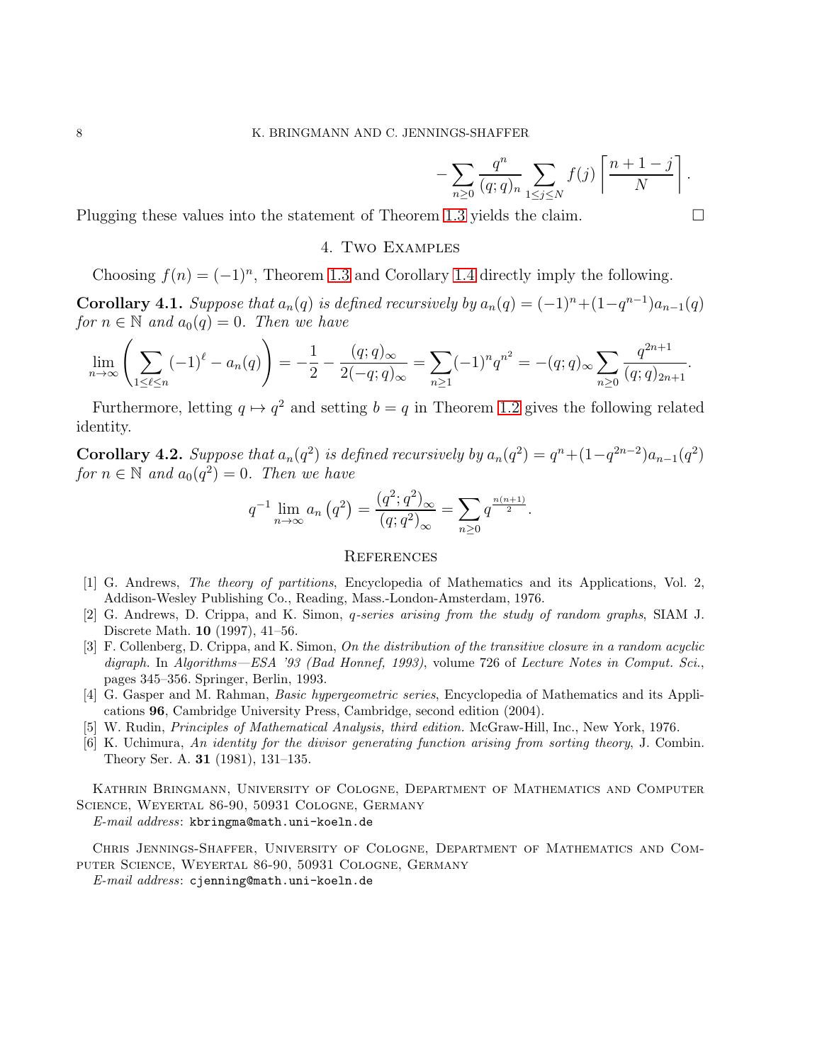$$- \sum_{n \geq 0} \frac{q^n}{(q;q)_n} \sum_{1 \leq j \leq N} f(j) \left\lceil \frac{n+1-j}{N} \right\rceil .$$

Plugging these values into the statement of Theorem 1.3 yields the claim. □

## 4. Two Examples

Choosing $f(n) = (-1)^n$, Theorem 1.3 and Corollary 1.4 directly imply the following.

**Corollary 4.1.** *Suppose that $a_n(q)$ is defined recursively by $a_n(q) = (-1)^n + (1-q^{n-1})a_{n-1}(q)$ for $n \in \mathbb{N}$ and $a_0(q) = 0$. Then we have*

$$\lim_{n\to\infty} \left( \sum_{1 \leq \ell \leq n} (-1)^\ell - a_n(q) \right) = -\frac{1}{2} - \frac{(q;q)_\infty}{2(-q;q)_\infty} = \sum_{n \geq 1} (-1)^n q^{n^2} = -(q;q)_\infty \sum_{n \geq 0} \frac{q^{2n+1}}{(q;q)_{2n+1}}.$$

Furthermore, letting $q \mapsto q^2$ and setting $b = q$ in Theorem 1.2 gives the following related identity.

**Corollary 4.2.** *Suppose that $a_n(q^2)$ is defined recursively by $a_n(q^2) = q^n + (1-q^{2n-2})a_{n-1}(q^2)$ for $n \in \mathbb{N}$ and $a_0(q^2) = 0$. Then we have*

$$q^{-1} \lim_{n\to\infty} a_n\left(q^2\right) = \frac{(q^2;q^2)_\infty}{(q;q^2)_\infty} = \sum_{n \geq 0} q^{\frac{n(n+1)}{2}}.$$

## References

[1] G. Andrews, *The theory of partitions*, Encyclopedia of Mathematics and its Applications, Vol. 2, Addison-Wesley Publishing Co., Reading, Mass.-London-Amsterdam, 1976.

[2] G. Andrews, D. Crippa, and K. Simon, *q-series arising from the study of random graphs*, SIAM J. Discrete Math. **10** (1997), 41–56.

[3] F. Collenberg, D. Crippa, and K. Simon, *On the distribution of the transitive closure in a random acyclic digraph.* In *Algorithms—ESA '93 (Bad Honnef, 1993)*, volume 726 of *Lecture Notes in Comput. Sci.*, pages 345–356. Springer, Berlin, 1993.

[4] G. Gasper and M. Rahman, *Basic hypergeometric series*, Encyclopedia of Mathematics and its Applications **96**, Cambridge University Press, Cambridge, second edition (2004).

[5] W. Rudin, *Principles of Mathematical Analysis, third edition.* McGraw-Hill, Inc., New York, 1976.

[6] K. Uchimura, *An identity for the divisor generating function arising from sorting theory*, J. Combin. Theory Ser. A. **31** (1981), 131–135.

Kathrin Bringmann, University of Cologne, Department of Mathematics and Computer Science, Weyertal 86-90, 50931 Cologne, Germany

*E-mail address*: kbringma@math.uni-koeln.de

Chris Jennings-Shaffer, University of Cologne, Department of Mathematics and Computer Science, Weyertal 86-90, 50931 Cologne, Germany

*E-mail address*: cjenning@math.uni-koeln.de